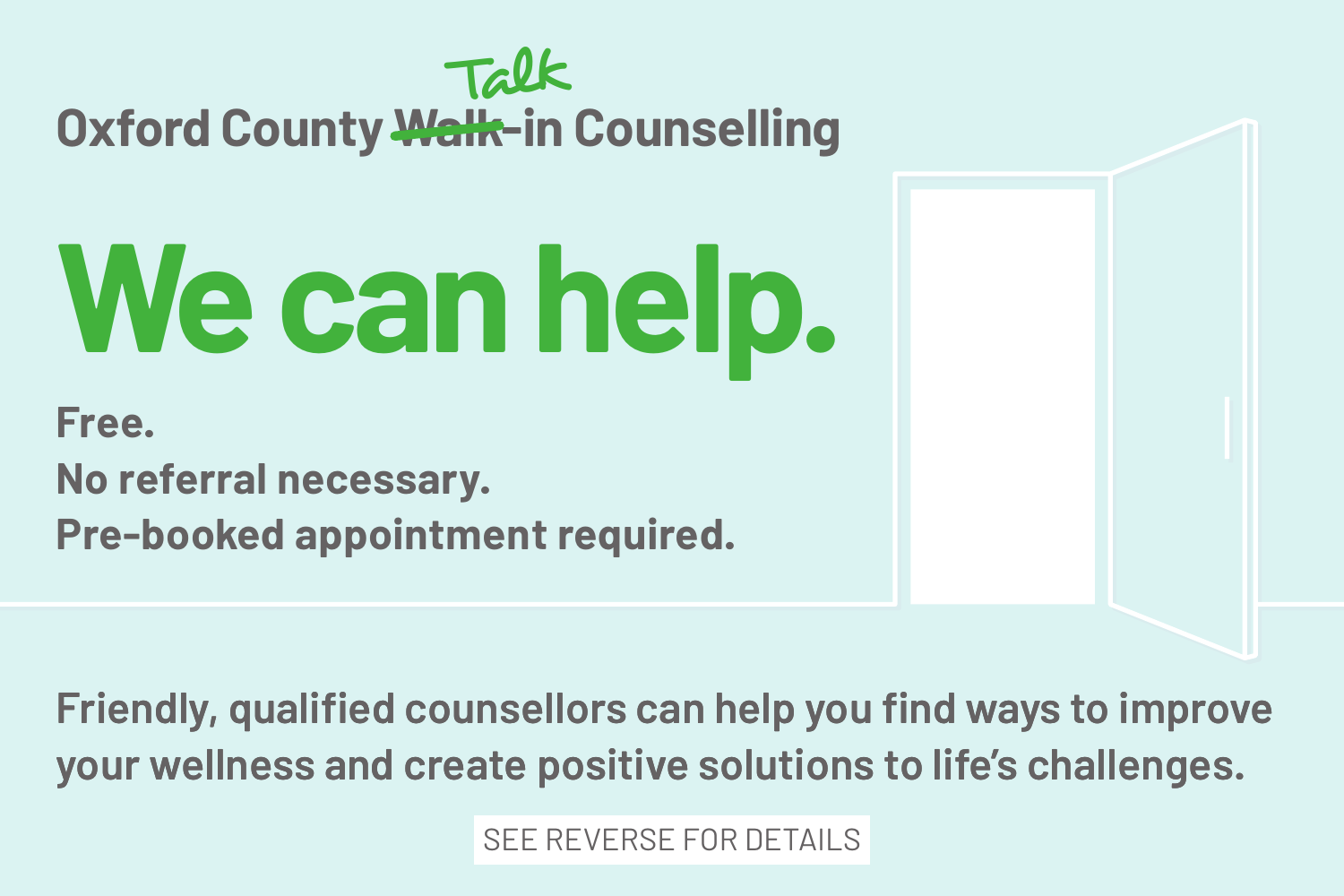Oxford County ~~Walk~~ Talk-in Counselling

# We can help.

**Free.**
**No referral necessary.**
**Pre-booked appointment required.**

Friendly, qualified counsellors can help you find ways to improve your wellness and create positive solutions to life's challenges.

SEE REVERSE FOR DETAILS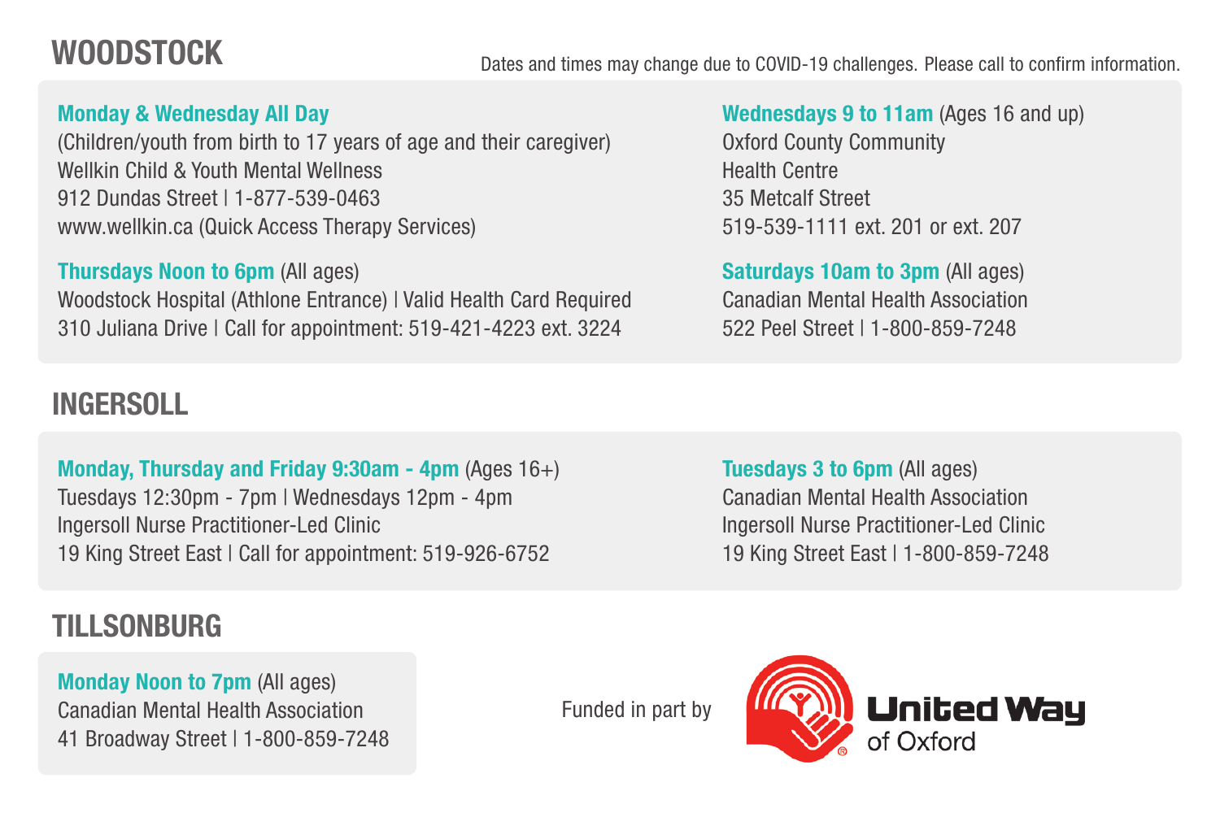## WOODSTOCK

Dates and times may change due to COVID-19 challenges. Please call to confirm information.

**Monday & Wednesday All Day**
(Children/youth from birth to 17 years of age and their caregiver)
Wellkin Child & Youth Mental Wellness
912 Dundas Street | 1-877-539-0463
www.wellkin.ca (Quick Access Therapy Services)

**Thursdays Noon to 6pm** (All ages)
Woodstock Hospital (Athlone Entrance) | Valid Health Card Required
310 Juliana Drive | Call for appointment: 519-421-4223 ext. 3224

**Wednesdays 9 to 11am** (Ages 16 and up)
Oxford County Community
Health Centre
35 Metcalf Street
519-539-1111 ext. 201 or ext. 207

**Saturdays 10am to 3pm** (All ages)
Canadian Mental Health Association
522 Peel Street | 1-800-859-7248

## INGERSOLL

**Monday, Thursday and Friday 9:30am - 4pm** (Ages 16+)
Tuesdays 12:30pm - 7pm | Wednesdays 12pm - 4pm
Ingersoll Nurse Practitioner-Led Clinic
19 King Street East | Call for appointment: 519-926-6752

**Tuesdays 3 to 6pm** (All ages)
Canadian Mental Health Association
Ingersoll Nurse Practitioner-Led Clinic
19 King Street East | 1-800-859-7248

## TILLSONBURG

**Monday Noon to 7pm** (All ages)
Canadian Mental Health Association
41 Broadway Street | 1-800-859-7248

Funded in part by United Way of Oxford